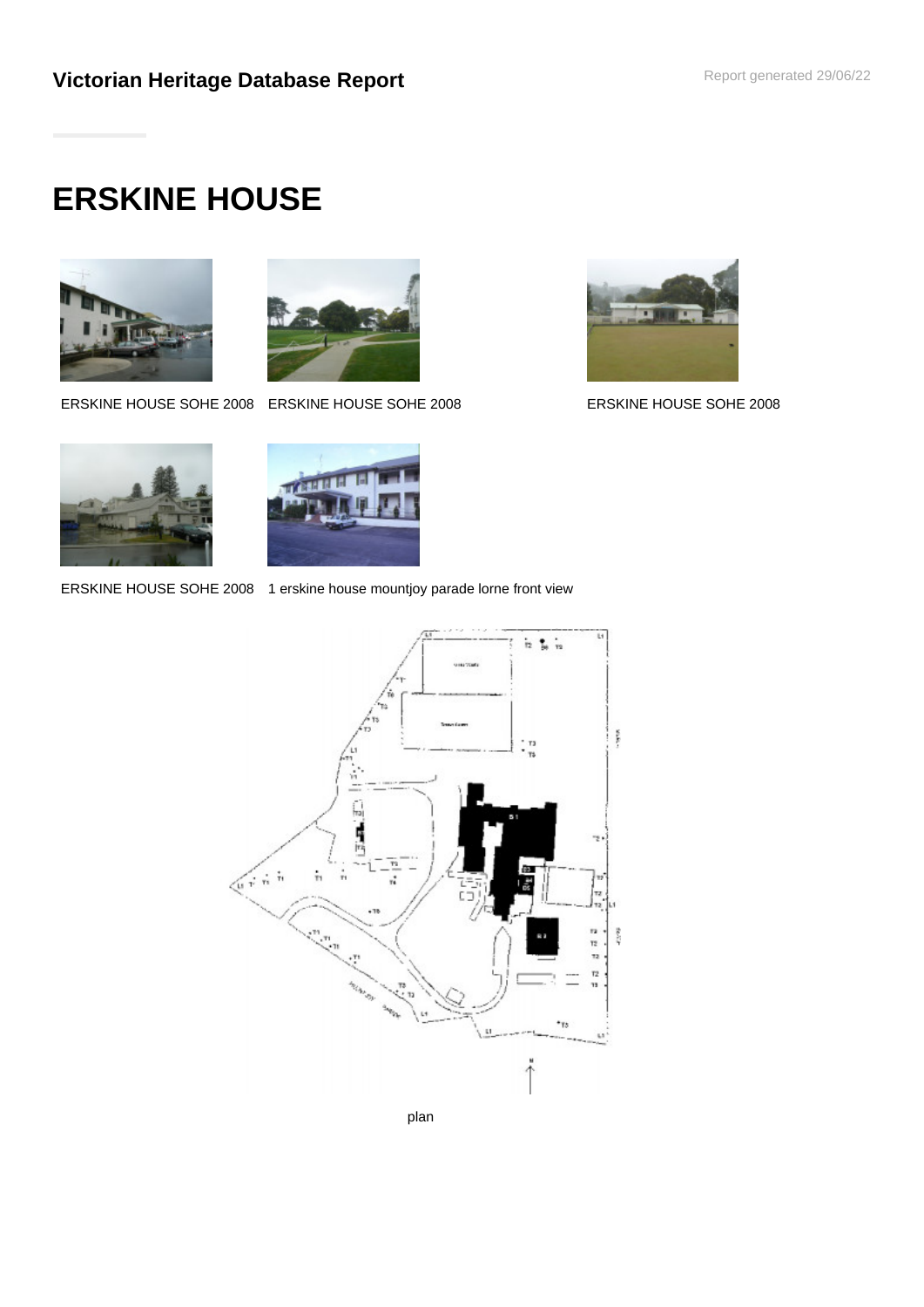**Victorian Heritage Database Report**

Report generated 29/06/22

# ERSKINE HOUSE

ERSKINE HOUSE SOHE 2008

ERSKINE HOUSE SOHE 2008

ERSKINE HOUSE SOHE 2008

ERSKINE HOUSE SOHE 2008

1 erskine house mountjoy parade lorne front view

plan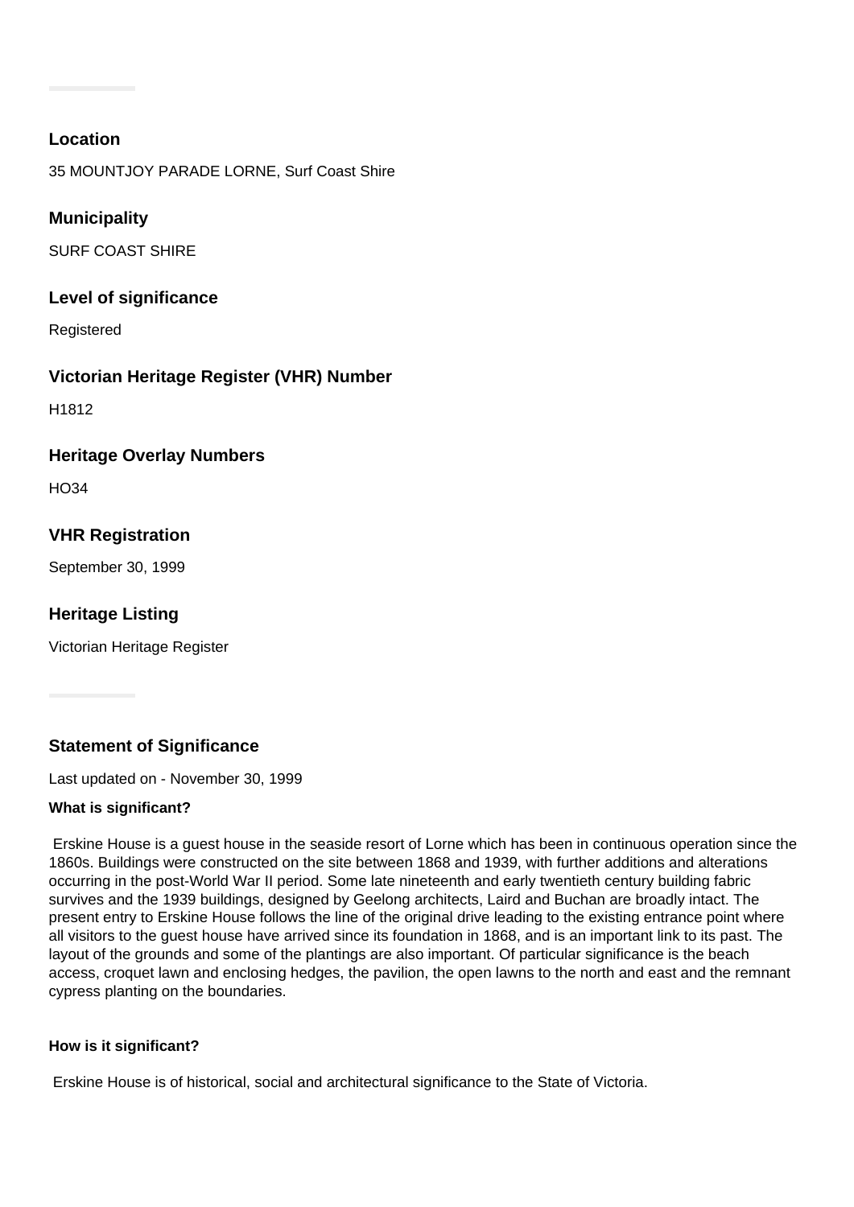## Location

35 MOUNTJOY PARADE LORNE, Surf Coast Shire

## Municipality

SURF COAST SHIRE

## Level of significance

Registered

## Victorian Heritage Register (VHR) Number

H1812

## Heritage Overlay Numbers

HO34

## VHR Registration

September 30, 1999

## Heritage Listing

Victorian Heritage Register

## Statement of Significance

Last updated on - November 30, 1999

### What is significant?

Erskine House is a guest house in the seaside resort of Lorne which has been in continuous operation since the 1860s. Buildings were constructed on the site between 1868 and 1939, with further additions and alterations occurring in the post-World War II period. Some late nineteenth and early twentieth century building fabric survives and the 1939 buildings, designed by Geelong architects, Laird and Buchan are broadly intact. The present entry to Erskine House follows the line of the original drive leading to the existing entrance point where all visitors to the guest house have arrived since its foundation in 1868, and is an important link to its past. The layout of the grounds and some of the plantings are also important. Of particular significance is the beach access, croquet lawn and enclosing hedges, the pavilion, the open lawns to the north and east and the remnant cypress planting on the boundaries.

### How is it significant?

Erskine House is of historical, social and architectural significance to the State of Victoria.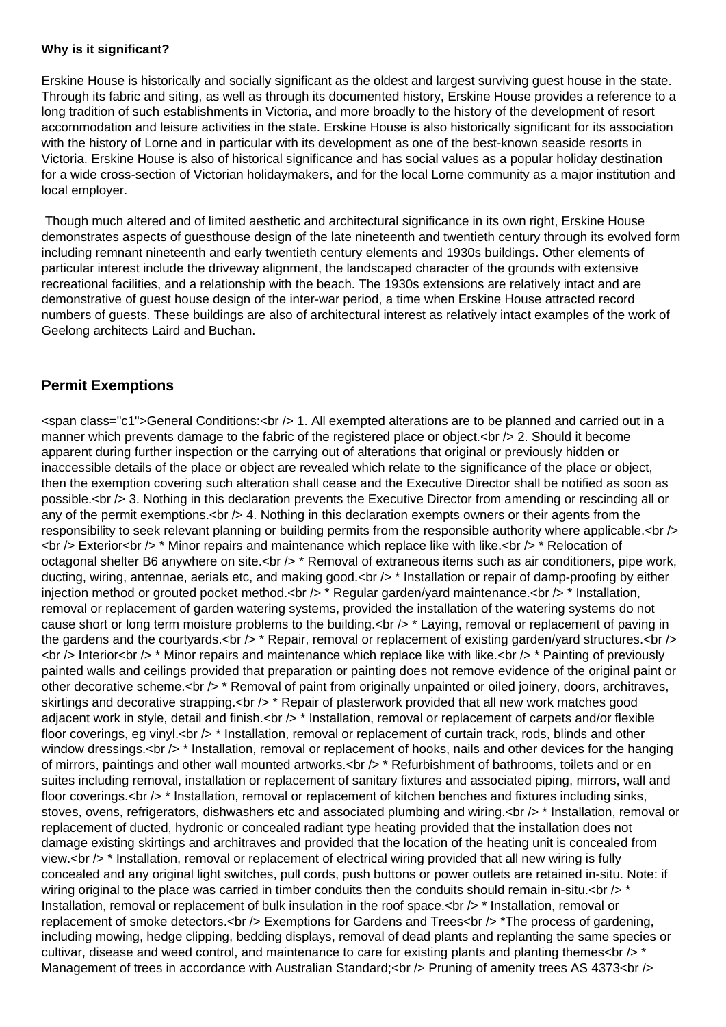**Why is it significant?**

Erskine House is historically and socially significant as the oldest and largest surviving guest house in the state. Through its fabric and siting, as well as through its documented history, Erskine House provides a reference to a long tradition of such establishments in Victoria, and more broadly to the history of the development of resort accommodation and leisure activities in the state. Erskine House is also historically significant for its association with the history of Lorne and in particular with its development as one of the best-known seaside resorts in Victoria. Erskine House is also of historical significance and has social values as a popular holiday destination for a wide cross-section of Victorian holidaymakers, and for the local Lorne community as a major institution and local employer.

Though much altered and of limited aesthetic and architectural significance in its own right, Erskine House demonstrates aspects of guesthouse design of the late nineteenth and twentieth century through its evolved form including remnant nineteenth and early twentieth century elements and 1930s buildings. Other elements of particular interest include the driveway alignment, the landscaped character of the grounds with extensive recreational facilities, and a relationship with the beach. The 1930s extensions are relatively intact and are demonstrative of guest house design of the inter-war period, a time when Erskine House attracted record numbers of guests. These buildings are also of architectural interest as relatively intact examples of the work of Geelong architects Laird and Buchan.

## Permit Exemptions

<span class="c1">General Conditions:<br /> 1. All exempted alterations are to be planned and carried out in a manner which prevents damage to the fabric of the registered place or object.<br /> 2. Should it become apparent during further inspection or the carrying out of alterations that original or previously hidden or inaccessible details of the place or object are revealed which relate to the significance of the place or object, then the exemption covering such alteration shall cease and the Executive Director shall be notified as soon as possible.<br /> 3. Nothing in this declaration prevents the Executive Director from amending or rescinding all or any of the permit exemptions.<br /> 4. Nothing in this declaration exempts owners or their agents from the responsibility to seek relevant planning or building permits from the responsible authority where applicable.<br /> <br /> Exterior<br /> * Minor repairs and maintenance which replace like with like.<br /> * Relocation of octagonal shelter B6 anywhere on site.<br /> * Removal of extraneous items such as air conditioners, pipe work, ducting, wiring, antennae, aerials etc, and making good.<br /> * Installation or repair of damp-proofing by either injection method or grouted pocket method.<br /> * Regular garden/yard maintenance.<br /> * Installation, removal or replacement of garden watering systems, provided the installation of the watering systems do not cause short or long term moisture problems to the building.<br /> * Laying, removal or replacement of paving in the gardens and the courtyards.<br /> * Repair, removal or replacement of existing garden/yard structures.<br /> <br /> Interior<br /> * Minor repairs and maintenance which replace like with like.<br /> * Painting of previously painted walls and ceilings provided that preparation or painting does not remove evidence of the original paint or other decorative scheme.<br /> * Removal of paint from originally unpainted or oiled joinery, doors, architraves, skirtings and decorative strapping.<br /> * Repair of plasterwork provided that all new work matches good adjacent work in style, detail and finish.<br /> * Installation, removal or replacement of carpets and/or flexible floor coverings, eg vinyl.<br /> * Installation, removal or replacement of curtain track, rods, blinds and other window dressings.<br /> * Installation, removal or replacement of hooks, nails and other devices for the hanging of mirrors, paintings and other wall mounted artworks.<br /> * Refurbishment of bathrooms, toilets and or en suites including removal, installation or replacement of sanitary fixtures and associated piping, mirrors, wall and floor coverings.<br /> * Installation, removal or replacement of kitchen benches and fixtures including sinks, stoves, ovens, refrigerators, dishwashers etc and associated plumbing and wiring.<br /> * Installation, removal or replacement of ducted, hydronic or concealed radiant type heating provided that the installation does not damage existing skirtings and architraves and provided that the location of the heating unit is concealed from view.<br /> * Installation, removal or replacement of electrical wiring provided that all new wiring is fully concealed and any original light switches, pull cords, push buttons or power outlets are retained in-situ. Note: if wiring original to the place was carried in timber conduits then the conduits should remain in-situ.<br /> * Installation, removal or replacement of bulk insulation in the roof space.<br /> * Installation, removal or replacement of smoke detectors.<br /> Exemptions for Gardens and Trees<br /> *The process of gardening, including mowing, hedge clipping, bedding displays, removal of dead plants and replanting the same species or cultivar, disease and weed control, and maintenance to care for existing plants and planting themes<br /> * Management of trees in accordance with Australian Standard;<br /> Pruning of amenity trees AS 4373<br />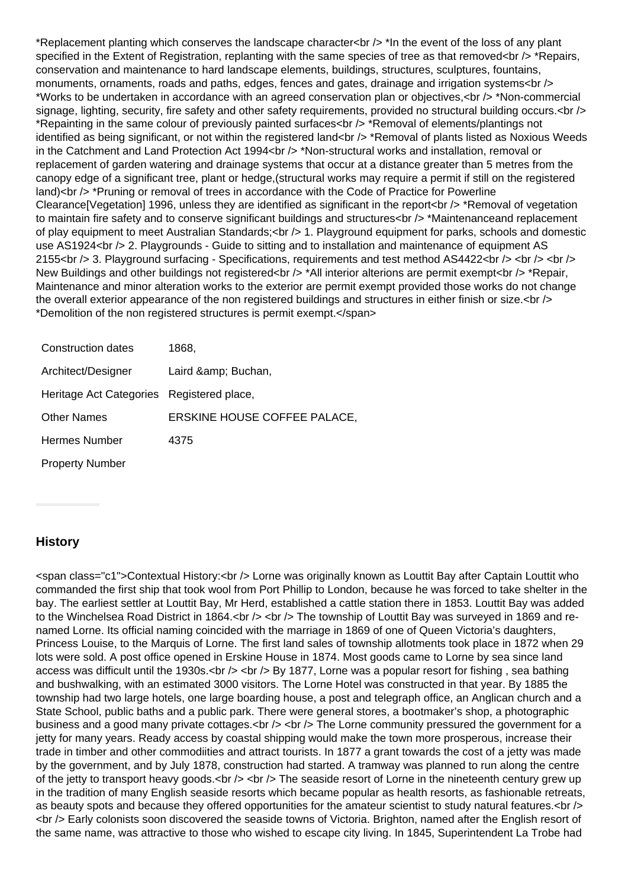*Replacement planting which conserves the landscape character<br /> *In the event of the loss of any plant specified in the Extent of Registration, replanting with the same species of tree as that removed<br /> *Repairs, conservation and maintenance to hard landscape elements, buildings, structures, sculptures, fountains, monuments, ornaments, roads and paths, edges, fences and gates, drainage and irrigation systems<br /> *Works to be undertaken in accordance with an agreed conservation plan or objectives,<br /> *Non-commercial signage, lighting, security, fire safety and other safety requirements, provided no structural building occurs.<br /> *Repainting in the same colour of previously painted surfaces<br /> *Removal of elements/plantings not identified as being significant, or not within the registered land<br /> *Removal of plants listed as Noxious Weeds in the Catchment and Land Protection Act 1994<br /> *Non-structural works and installation, removal or replacement of garden watering and drainage systems that occur at a distance greater than 5 metres from the canopy edge of a significant tree, plant or hedge,(structural works may require a permit if still on the registered land)<br /> *Pruning or removal of trees in accordance with the Code of Practice for Powerline Clearance[Vegetation] 1996, unless they are identified as significant in the report<br /> *Removal of vegetation to maintain fire safety and to conserve significant buildings and structures<br /> *Maintenanceand replacement of play equipment to meet Australian Standards;<br /> 1. Playground equipment for parks, schools and domestic use AS1924<br /> 2. Playgrounds - Guide to sitting and to installation and maintenance of equipment AS 2155<br /> 3. Playground surfacing - Specifications, requirements and test method AS4422<br /> <br /> <br /> New Buildings and other buildings not registered<br /> *All interior alterions are permit exempt<br /> *Repair, Maintenance and minor alteration works to the exterior are permit exempt provided those works do not change the overall exterior appearance of the non registered buildings and structures in either finish or size.<br /> *Demolition of the non registered structures is permit exempt.</span>

| | |
|---|---|
| Construction dates | 1868, |
| Architect/Designer | Laird &amp; Buchan, |
| Heritage Act Categories | Registered place, |
| Other Names | ERSKINE HOUSE COFFEE PALACE, |
| Hermes Number | 4375 |
| Property Number | |

## History

<span class="c1">Contextual History:<br /> Lorne was originally known as Louttit Bay after Captain Louttit who commanded the first ship that took wool from Port Phillip to London, because he was forced to take shelter in the bay. The earliest settler at Louttit Bay, Mr Herd, established a cattle station there in 1853. Louttit Bay was added to the Winchelsea Road District in 1864.<br /> <br /> The township of Louttit Bay was surveyed in 1869 and re-named Lorne. Its official naming coincided with the marriage in 1869 of one of Queen Victoria's daughters, Princess Louise, to the Marquis of Lorne. The first land sales of township allotments took place in 1872 when 29 lots were sold. A post office opened in Erskine House in 1874. Most goods came to Lorne by sea since land access was difficult until the 1930s.<br /> <br /> By 1877, Lorne was a popular resort for fishing , sea bathing and bushwalking, with an estimated 3000 visitors. The Lorne Hotel was constructed in that year. By 1885 the township had two large hotels, one large boarding house, a post and telegraph office, an Anglican church and a State School, public baths and a public park. There were general stores, a bootmaker's shop, a photographic business and a good many private cottages.<br /> <br /> The Lorne community pressured the government for a jetty for many years. Ready access by coastal shipping would make the town more prosperous, increase their trade in timber and other commodiities and attract tourists. In 1877 a grant towards the cost of a jetty was made by the government, and by July 1878, construction had started. A tramway was planned to run along the centre of the jetty to transport heavy goods.<br /> <br /> The seaside resort of Lorne in the nineteenth century grew up in the tradition of many English seaside resorts which became popular as health resorts, as fashionable retreats, as beauty spots and because they offered opportunities for the amateur scientist to study natural features.<br /> <br /> Early colonists soon discovered the seaside towns of Victoria. Brighton, named after the English resort of the same name, was attractive to those who wished to escape city living. In 1845, Superintendent La Trobe had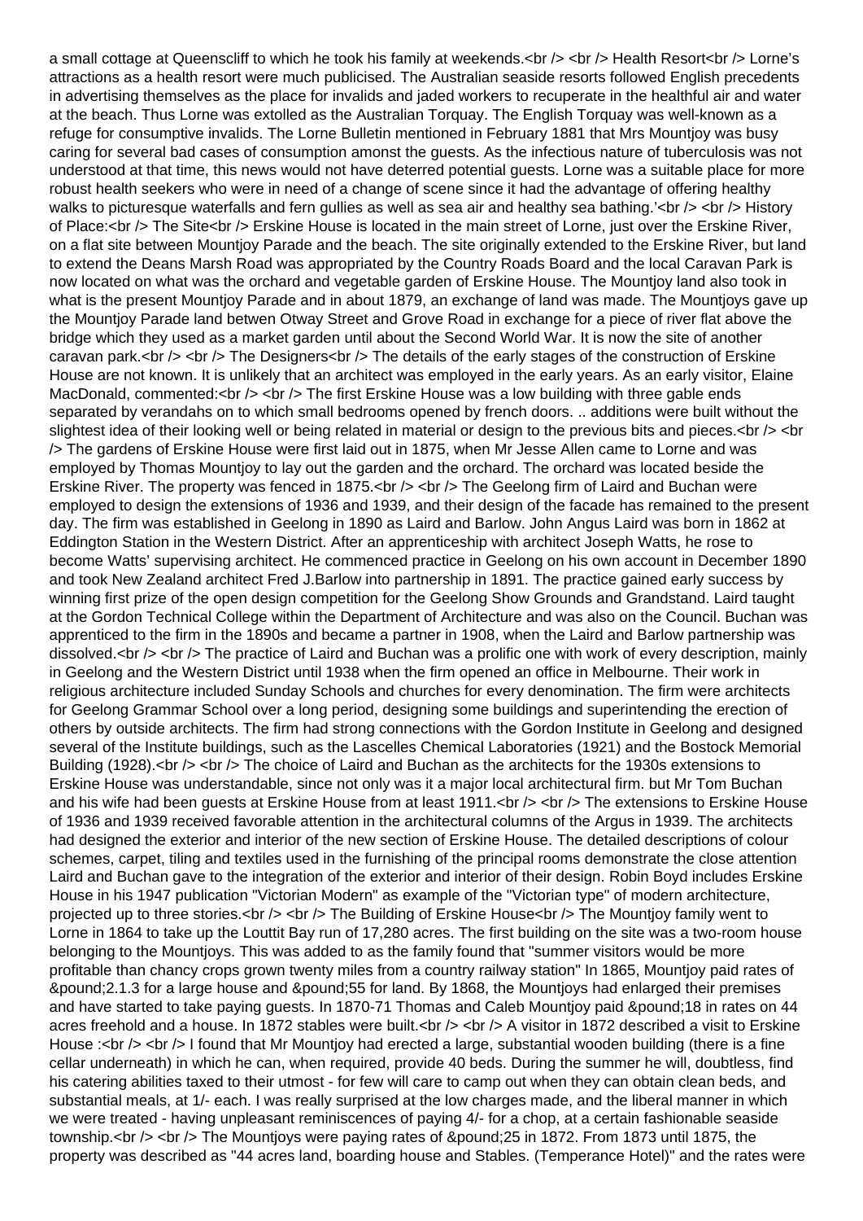a small cottage at Queenscliff to which he took his family at weekends.

Health Resort

Lorne's attractions as a health resort were much publicised. The Australian seaside resorts followed English precedents in advertising themselves as the place for invalids and jaded workers to recuperate in the healthful air and water at the beach. Thus Lorne was extolled as the Australian Torquay. The English Torquay was well-known as a refuge for consumptive invalids. The Lorne Bulletin mentioned in February 1881 that Mrs Mountjoy was busy caring for several bad cases of consumption amonst the guests. As the infectious nature of tuberculosis was not understood at that time, this news would not have deterred potential guests. Lorne was a suitable place for more robust health seekers who were in need of a change of scene since it had the advantage of offering healthy walks to picturesque waterfalls and fern gullies as well as sea air and healthy sea bathing.'

History of Place:

The Site

Erskine House is located in the main street of Lorne, just over the Erskine River, on a flat site between Mountjoy Parade and the beach. The site originally extended to the Erskine River, but land to extend the Deans Marsh Road was appropriated by the Country Roads Board and the local Caravan Park is now located on what was the orchard and vegetable garden of Erskine House. The Mountjoy land also took in what is the present Mountjoy Parade and in about 1879, an exchange of land was made. The Mountjoys gave up the Mountjoy Parade land betwen Otway Street and Grove Road in exchange for a piece of river flat above the bridge which they used as a market garden until about the Second World War. It is now the site of another caravan park.

The Designers

The details of the early stages of the construction of Erskine House are not known. It is unlikely that an architect was employed in the early years. As an early visitor, Elaine MacDonald, commented:

The first Erskine House was a low building with three gable ends separated by verandahs on to which small bedrooms opened by french doors. .. additions were built without the slightest idea of their looking well or being related in material or design to the previous bits and pieces.

The gardens of Erskine House were first laid out in 1875, when Mr Jesse Allen came to Lorne and was employed by Thomas Mountjoy to lay out the garden and the orchard. The orchard was located beside the Erskine River. The property was fenced in 1875.

The Geelong firm of Laird and Buchan were employed to design the extensions of 1936 and 1939, and their design of the facade has remained to the present day. The firm was established in Geelong in 1890 as Laird and Barlow. John Angus Laird was born in 1862 at Eddington Station in the Western District. After an apprenticeship with architect Joseph Watts, he rose to become Watts' supervising architect. He commenced practice in Geelong on his own account in December 1890 and took New Zealand architect Fred J.Barlow into partnership in 1891. The practice gained early success by winning first prize of the open design competition for the Geelong Show Grounds and Grandstand. Laird taught at the Gordon Technical College within the Department of Architecture and was also on the Council. Buchan was apprenticed to the firm in the 1890s and became a partner in 1908, when the Laird and Barlow partnership was dissolved.

The practice of Laird and Buchan was a prolific one with work of every description, mainly in Geelong and the Western District until 1938 when the firm opened an office in Melbourne. Their work in religious architecture included Sunday Schools and churches for every denomination. The firm were architects for Geelong Grammar School over a long period, designing some buildings and superintending the erection of others by outside architects. The firm had strong connections with the Gordon Institute in Geelong and designed several of the Institute buildings, such as the Lascelles Chemical Laboratories (1921) and the Bostock Memorial Building (1928).

The choice of Laird and Buchan as the architects for the 1930s extensions to Erskine House was understandable, since not only was it a major local architectural firm. but Mr Tom Buchan and his wife had been guests at Erskine House from at least 1911.

The extensions to Erskine House of 1936 and 1939 received favorable attention in the architectural columns of the Argus in 1939. The architects had designed the exterior and interior of the new section of Erskine House. The detailed descriptions of colour schemes, carpet, tiling and textiles used in the furnishing of the principal rooms demonstrate the close attention Laird and Buchan gave to the integration of the exterior and interior of their design. Robin Boyd includes Erskine House in his 1947 publication "Victorian Modern" as example of the "Victorian type" of modern architecture, projected up to three stories.

The Building of Erskine House

The Mountjoy family went to Lorne in 1864 to take up the Louttit Bay run of 17,280 acres. The first building on the site was a two-room house belonging to the Mountjoys. This was added to as the family found that "summer visitors would be more profitable than chancy crops grown twenty miles from a country railway station" In 1865, Mountjoy paid rates of £2.1.3 for a large house and £55 for land. By 1868, the Mountjoys had enlarged their premises and have started to take paying guests. In 1870-71 Thomas and Caleb Mountjoy paid £18 in rates on 44 acres freehold and a house. In 1872 stables were built.

A visitor in 1872 described a visit to Erskine House :

I found that Mr Mountjoy had erected a large, substantial wooden building (there is a fine cellar underneath) in which he can, when required, provide 40 beds. During the summer he will, doubtless, find his catering abilities taxed to their utmost - for few will care to camp out when they can obtain clean beds, and substantial meals, at 1/- each. I was really surprised at the low charges made, and the liberal manner in which we were treated - having unpleasant reminiscences of paying 4/- for a chop, at a certain fashionable seaside township.

The Mountjoys were paying rates of £25 in 1872. From 1873 until 1875, the property was described as "44 acres land, boarding house and Stables. (Temperance Hotel)" and the rates were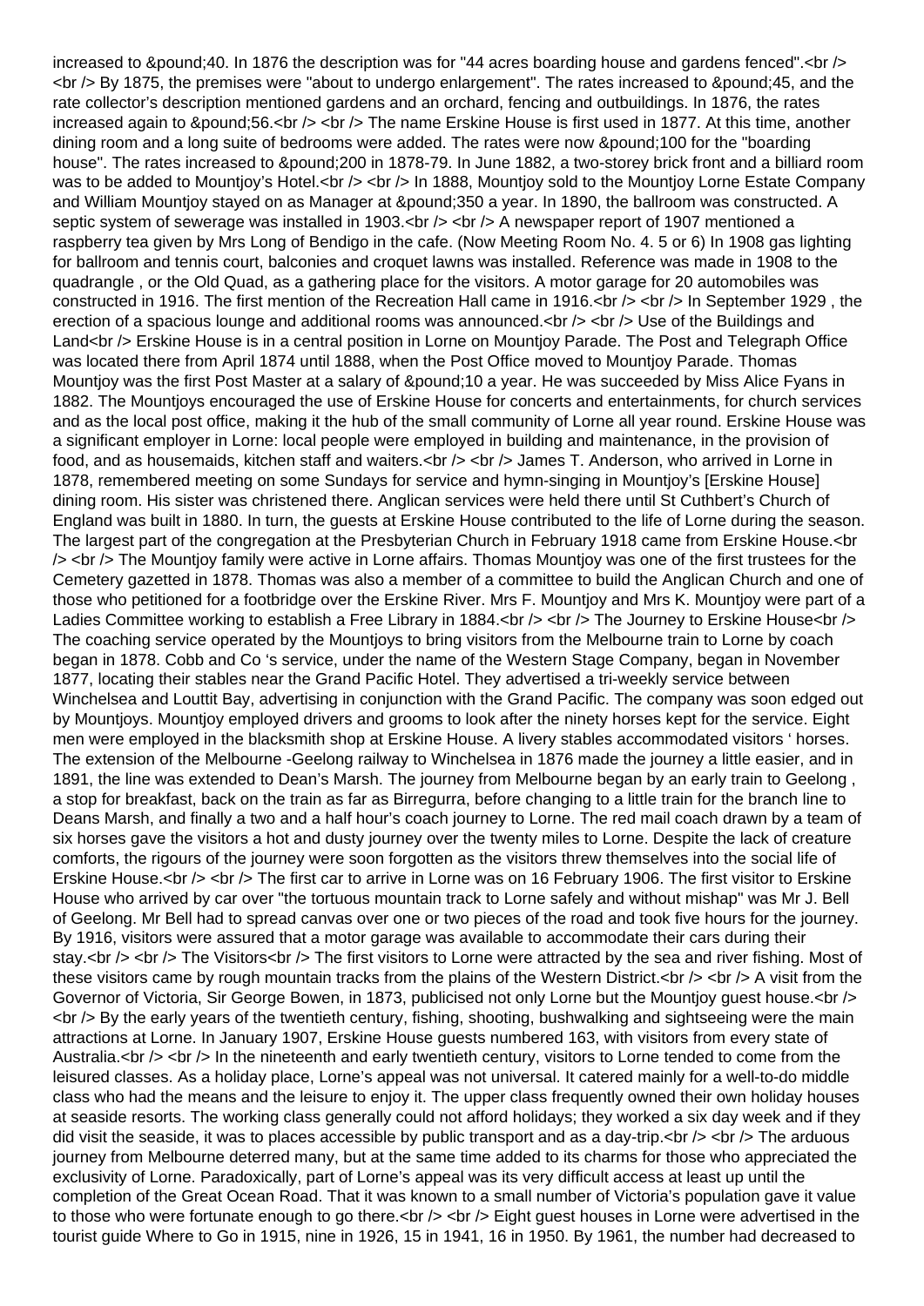increased to £40. In 1876 the description was for "44 acres boarding house and gardens fenced".

By 1875, the premises were "about to undergo enlargement". The rates increased to £45, and the rate collector's description mentioned gardens and an orchard, fencing and outbuildings. In 1876, the rates increased again to £56.

The name Erskine House is first used in 1877. At this time, another dining room and a long suite of bedrooms were added. The rates were now £100 for the "boarding house". The rates increased to £200 in 1878-79. In June 1882, a two-storey brick front and a billiard room was to be added to Mountjoy's Hotel.

In 1888, Mountjoy sold to the Mountjoy Lorne Estate Company and William Mountjoy stayed on as Manager at £350 a year. In 1890, the ballroom was constructed. A septic system of sewerage was installed in 1903.

A newspaper report of 1907 mentioned a raspberry tea given by Mrs Long of Bendigo in the cafe. (Now Meeting Room No. 4. 5 or 6) In 1908 gas lighting for ballroom and tennis court, balconies and croquet lawns was installed. Reference was made in 1908 to the quadrangle , or the Old Quad, as a gathering place for the visitors. A motor garage for 20 automobiles was constructed in 1916. The first mention of the Recreation Hall came in 1916.

In September 1929 , the erection of a spacious lounge and additional rooms was announced.

Use of the Buildings and Land

Erskine House is in a central position in Lorne on Mountjoy Parade. The Post and Telegraph Office was located there from April 1874 until 1888, when the Post Office moved to Mountjoy Parade. Thomas Mountjoy was the first Post Master at a salary of £10 a year. He was succeeded by Miss Alice Fyans in 1882. The Mountjoys encouraged the use of Erskine House for concerts and entertainments, for church services and as the local post office, making it the hub of the small community of Lorne all year round. Erskine House was a significant employer in Lorne: local people were employed in building and maintenance, in the provision of food, and as housemaids, kitchen staff and waiters.

James T. Anderson, who arrived in Lorne in 1878, remembered meeting on some Sundays for service and hymn-singing in Mountjoy's [Erskine House] dining room. His sister was christened there. Anglican services were held there until St Cuthbert's Church of England was built in 1880. In turn, the guests at Erskine House contributed to the life of Lorne during the season. The largest part of the congregation at the Presbyterian Church in February 1918 came from Erskine House.

The Mountjoy family were active in Lorne affairs. Thomas Mountjoy was one of the first trustees for the Cemetery gazetted in 1878. Thomas was also a member of a committee to build the Anglican Church and one of those who petitioned for a footbridge over the Erskine River. Mrs F. Mountjoy and Mrs K. Mountjoy were part of a Ladies Committee working to establish a Free Library in 1884.

The Journey to Erskine House

The coaching service operated by the Mountjoys to bring visitors from the Melbourne train to Lorne by coach began in 1878. Cobb and Co 's service, under the name of the Western Stage Company, began in November 1877, locating their stables near the Grand Pacific Hotel. They advertised a tri-weekly service between Winchelsea and Louttit Bay, advertising in conjunction with the Grand Pacific. The company was soon edged out by Mountjoys. Mountjoy employed drivers and grooms to look after the ninety horses kept for the service. Eight men were employed in the blacksmith shop at Erskine House. A livery stables accommodated visitors ' horses. The extension of the Melbourne -Geelong railway to Winchelsea in 1876 made the journey a little easier, and in 1891, the line was extended to Dean's Marsh. The journey from Melbourne began by an early train to Geelong , a stop for breakfast, back on the train as far as Birregurra, before changing to a little train for the branch line to Deans Marsh, and finally a two and a half hour's coach journey to Lorne. The red mail coach drawn by a team of six horses gave the visitors a hot and dusty journey over the twenty miles to Lorne. Despite the lack of creature comforts, the rigours of the journey were soon forgotten as the visitors threw themselves into the social life of Erskine House.

The first car to arrive in Lorne was on 16 February 1906. The first visitor to Erskine House who arrived by car over "the tortuous mountain track to Lorne safely and without mishap" was Mr J. Bell of Geelong. Mr Bell had to spread canvas over one or two pieces of the road and took five hours for the journey. By 1916, visitors were assured that a motor garage was available to accommodate their cars during their stay.

The Visitors

The first visitors to Lorne were attracted by the sea and river fishing. Most of these visitors came by rough mountain tracks from the plains of the Western District.

A visit from the Governor of Victoria, Sir George Bowen, in 1873, publicised not only Lorne but the Mountjoy guest house.

By the early years of the twentieth century, fishing, shooting, bushwalking and sightseeing were the main attractions at Lorne. In January 1907, Erskine House guests numbered 163, with visitors from every state of Australia.

In the nineteenth and early twentieth century, visitors to Lorne tended to come from the leisured classes. As a holiday place, Lorne's appeal was not universal. It catered mainly for a well-to-do middle class who had the means and the leisure to enjoy it. The upper class frequently owned their own holiday houses at seaside resorts. The working class generally could not afford holidays; they worked a six day week and if they did visit the seaside, it was to places accessible by public transport and as a day-trip.

The arduous journey from Melbourne deterred many, but at the same time added to its charms for those who appreciated the exclusivity of Lorne. Paradoxically, part of Lorne's appeal was its very difficult access at least up until the completion of the Great Ocean Road. That it was known to a small number of Victoria's population gave it value to those who were fortunate enough to go there.

Eight guest houses in Lorne were advertised in the tourist guide Where to Go in 1915, nine in 1926, 15 in 1941, 16 in 1950. By 1961, the number had decreased to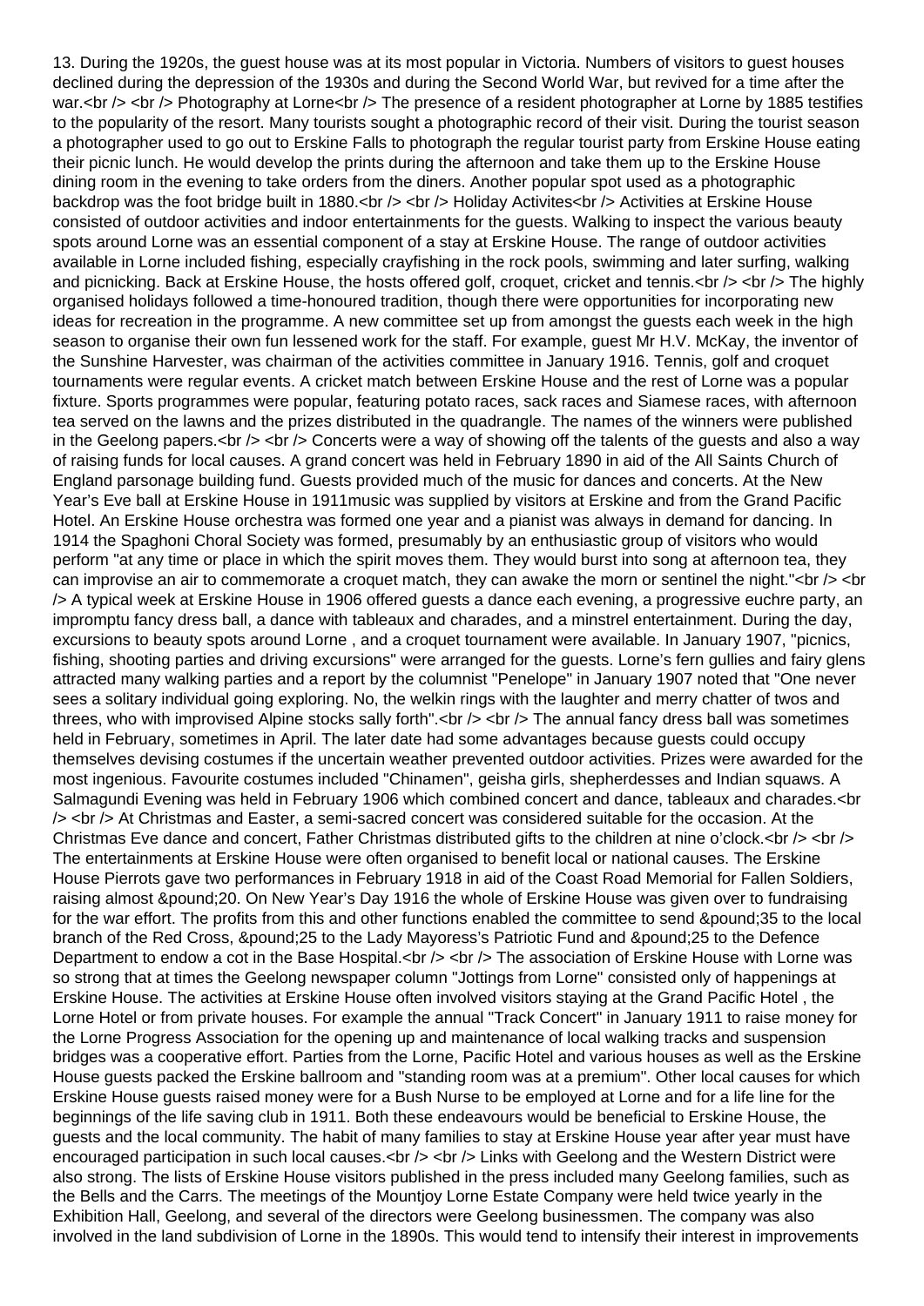13. During the 1920s, the guest house was at its most popular in Victoria. Numbers of visitors to guest houses declined during the depression of the 1930s and during the Second World War, but revived for a time after the war.

## Photography at Lorne

The presence of a resident photographer at Lorne by 1885 testifies to the popularity of the resort. Many tourists sought a photographic record of their visit. During the tourist season a photographer used to go out to Erskine Falls to photograph the regular tourist party from Erskine House eating their picnic lunch. He would develop the prints during the afternoon and take them up to the Erskine House dining room in the evening to take orders from the diners. Another popular spot used as a photographic backdrop was the foot bridge built in 1880.

## Holiday Activites

Activities at Erskine House consisted of outdoor activities and indoor entertainments for the guests. Walking to inspect the various beauty spots around Lorne was an essential component of a stay at Erskine House. The range of outdoor activities available in Lorne included fishing, especially crayfishing in the rock pools, swimming and later surfing, walking and picnicking. Back at Erskine House, the hosts offered golf, croquet, cricket and tennis.

The highly organised holidays followed a time-honoured tradition, though there were opportunities for incorporating new ideas for recreation in the programme. A new committee set up from amongst the guests each week in the high season to organise their own fun lessened work for the staff. For example, guest Mr H.V. McKay, the inventor of the Sunshine Harvester, was chairman of the activities committee in January 1916. Tennis, golf and croquet tournaments were regular events. A cricket match between Erskine House and the rest of Lorne was a popular fixture. Sports programmes were popular, featuring potato races, sack races and Siamese races, with afternoon tea served on the lawns and the prizes distributed in the quadrangle. The names of the winners were published in the Geelong papers.

Concerts were a way of showing off the talents of the guests and also a way of raising funds for local causes. A grand concert was held in February 1890 in aid of the All Saints Church of England parsonage building fund. Guests provided much of the music for dances and concerts. At the New Year's Eve ball at Erskine House in 1911music was supplied by visitors at Erskine and from the Grand Pacific Hotel. An Erskine House orchestra was formed one year and a pianist was always in demand for dancing. In 1914 the Spaghoni Choral Society was formed, presumably by an enthusiastic group of visitors who would perform "at any time or place in which the spirit moves them. They would burst into song at afternoon tea, they can improvise an air to commemorate a croquet match, they can awake the morn or sentinel the night."

A typical week at Erskine House in 1906 offered guests a dance each evening, a progressive euchre party, an impromptu fancy dress ball, a dance with tableaux and charades, and a minstrel entertainment. During the day, excursions to beauty spots around Lorne , and a croquet tournament were available. In January 1907, "picnics, fishing, shooting parties and driving excursions" were arranged for the guests. Lorne's fern gullies and fairy glens attracted many walking parties and a report by the columnist "Penelope" in January 1907 noted that "One never sees a solitary individual going exploring. No, the welkin rings with the laughter and merry chatter of twos and threes, who with improvised Alpine stocks sally forth".

The annual fancy dress ball was sometimes held in February, sometimes in April. The later date had some advantages because guests could occupy themselves devising costumes if the uncertain weather prevented outdoor activities. Prizes were awarded for the most ingenious. Favourite costumes included "Chinamen", geisha girls, shepherdesses and Indian squaws. A Salmagundi Evening was held in February 1906 which combined concert and dance, tableaux and charades.

At Christmas and Easter, a semi-sacred concert was considered suitable for the occasion. At the Christmas Eve dance and concert, Father Christmas distributed gifts to the children at nine o'clock.

The entertainments at Erskine House were often organised to benefit local or national causes. The Erskine House Pierrots gave two performances in February 1918 in aid of the Coast Road Memorial for Fallen Soldiers, raising almost £20. On New Year's Day 1916 the whole of Erskine House was given over to fundraising for the war effort. The profits from this and other functions enabled the committee to send £35 to the local branch of the Red Cross, £25 to the Lady Mayoress's Patriotic Fund and £25 to the Defence Department to endow a cot in the Base Hospital.

The association of Erskine House with Lorne was so strong that at times the Geelong newspaper column "Jottings from Lorne" consisted only of happenings at Erskine House. The activities at Erskine House often involved visitors staying at the Grand Pacific Hotel , the Lorne Hotel or from private houses. For example the annual "Track Concert" in January 1911 to raise money for the Lorne Progress Association for the opening up and maintenance of local walking tracks and suspension bridges was a cooperative effort. Parties from the Lorne, Pacific Hotel and various houses as well as the Erskine House guests packed the Erskine ballroom and "standing room was at a premium". Other local causes for which Erskine House guests raised money were for a Bush Nurse to be employed at Lorne and for a life line for the beginnings of the life saving club in 1911. Both these endeavours would be beneficial to Erskine House, the guests and the local community. The habit of many families to stay at Erskine House year after year must have encouraged participation in such local causes.

Links with Geelong and the Western District were also strong. The lists of Erskine House visitors published in the press included many Geelong families, such as the Bells and the Carrs. The meetings of the Mountjoy Lorne Estate Company were held twice yearly in the Exhibition Hall, Geelong, and several of the directors were Geelong businessmen. The company was also involved in the land subdivision of Lorne in the 1890s. This would tend to intensify their interest in improvements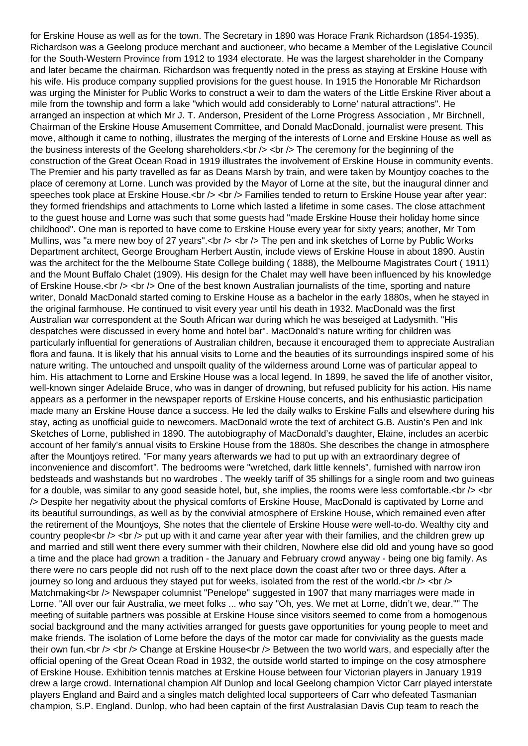for Erskine House as well as for the town. The Secretary in 1890 was Horace Frank Richardson (1854-1935). Richardson was a Geelong produce merchant and auctioneer, who became a Member of the Legislative Council for the South-Western Province from 1912 to 1934 electorate. He was the largest shareholder in the Company and later became the chairman. Richardson was frequently noted in the press as staying at Erskine House with his wife. His produce company supplied provisions for the guest house. In 1915 the Honorable Mr Richardson was urging the Minister for Public Works to construct a weir to dam the waters of the Little Erskine River about a mile from the township and form a lake "which would add considerably to Lorne' natural attractions". He arranged an inspection at which Mr J. T. Anderson, President of the Lorne Progress Association , Mr Birchnell, Chairman of the Erskine House Amusement Committee, and Donald MacDonald, journalist were present. This move, although it came to nothing, illustrates the merging of the interests of Lorne and Erskine House as well as the business interests of the Geelong shareholders.

The ceremony for the beginning of the construction of the Great Ocean Road in 1919 illustrates the involvement of Erskine House in community events. The Premier and his party travelled as far as Deans Marsh by train, and were taken by Mountjoy coaches to the place of ceremony at Lorne. Lunch was provided by the Mayor of Lorne at the site, but the inaugural dinner and speeches took place at Erskine House.

Families tended to return to Erskine House year after year: they formed friendships and attachments to Lorne which lasted a lifetime in some cases. The close attachment to the guest house and Lorne was such that some guests had "made Erskine House their holiday home since childhood". One man is reported to have come to Erskine House every year for sixty years; another, Mr Tom Mullins, was "a mere new boy of 27 years".

The pen and ink sketches of Lorne by Public Works Department architect, George Brougham Herbert Austin, include views of Erskine House in about 1890. Austin was the architect for the the Melbourne State College building ( 1888), the Melbourne Magistrates Court ( 1911) and the Mount Buffalo Chalet (1909). His design for the Chalet may well have been influenced by his knowledge of Erskine House.

One of the best known Australian journalists of the time, sporting and nature writer, Donald MacDonald started coming to Erskine House as a bachelor in the early 1880s, when he stayed in the original farmhouse. He continued to visit every year until his death in 1932. MacDonald was the first Australian war correspondent at the South African war during which he was beseiged at Ladysmith. "His despatches were discussed in every home and hotel bar". MacDonald's nature writing for children was particularly influential for generations of Australian children, because it encouraged them to appreciate Australian flora and fauna. It is likely that his annual visits to Lorne and the beauties of its surroundings inspired some of his nature writing. The untouched and unspoilt quality of the wilderness around Lorne was of particular appeal to him. His attachment to Lorne and Erskine House was a local legend. In 1899, he saved the life of another visitor, well-known singer Adelaide Bruce, who was in danger of drowning, but refused publicity for his action. His name appears as a performer in the newspaper reports of Erskine House concerts, and his enthusiastic participation made many an Erskine House dance a success. He led the daily walks to Erskine Falls and elsewhere during his stay, acting as unofficial guide to newcomers. MacDonald wrote the text of architect G.B. Austin's Pen and Ink Sketches of Lorne, published in 1890. The autobiography of MacDonald's daughter, Elaine, includes an acerbic account of her family's annual visits to Erskine House from the 1880s. She describes the change in atmosphere after the Mountjoys retired. "For many years afterwards we had to put up with an extraordinary degree of inconvenience and discomfort". The bedrooms were "wretched, dark little kennels", furnished with narrow iron bedsteads and washstands but no wardrobes . The weekly tariff of 35 shillings for a single room and two guineas for a double, was similar to any good seaside hotel, but, she implies, the rooms were less comfortable.

Despite her negativity about the physical comforts of Erskine House, MacDonald is captivated by Lorne and its beautiful surroundings, as well as by the convivial atmosphere of Erskine House, which remained even after the retirement of the Mountjoys, She notes that the clientele of Erskine House were well-to-do. Wealthy city and country people

put up with it and came year after year with their families, and the children grew up and married and still went there every summer with their children, Nowhere else did old and young have so good a time and the place had grown a tradition - the January and February crowd anyway - being one big family. As there were no cars people did not rush off to the next place down the coast after two or three days. After a journey so long and arduous they stayed put for weeks, isolated from the rest of the world.

## Matchmaking

Newspaper columnist "Penelope" suggested in 1907 that many marriages were made in Lorne. "All over our fair Australia, we meet folks ... who say "Oh, yes. We met at Lorne, didn't we, dear."" The meeting of suitable partners was possible at Erskine House since visitors seemed to come from a homogenous social background and the many activities arranged for guests gave opportunities for young people to meet and make friends. The isolation of Lorne before the days of the motor car made for conviviality as the guests made their own fun.

## Change at Erskine House

Between the two world wars, and especially after the official opening of the Great Ocean Road in 1932, the outside world started to impinge on the cosy atmosphere of Erskine House. Exhibition tennis matches at Erskine House between four Victorian players in January 1919 drew a large crowd. International champion Alf Dunlop and local Geelong champion Victor Carr played interstate players England and Baird and a singles match delighted local supporteers of Carr who defeated Tasmanian champion, S.P. England. Dunlop, who had been captain of the first Australasian Davis Cup team to reach the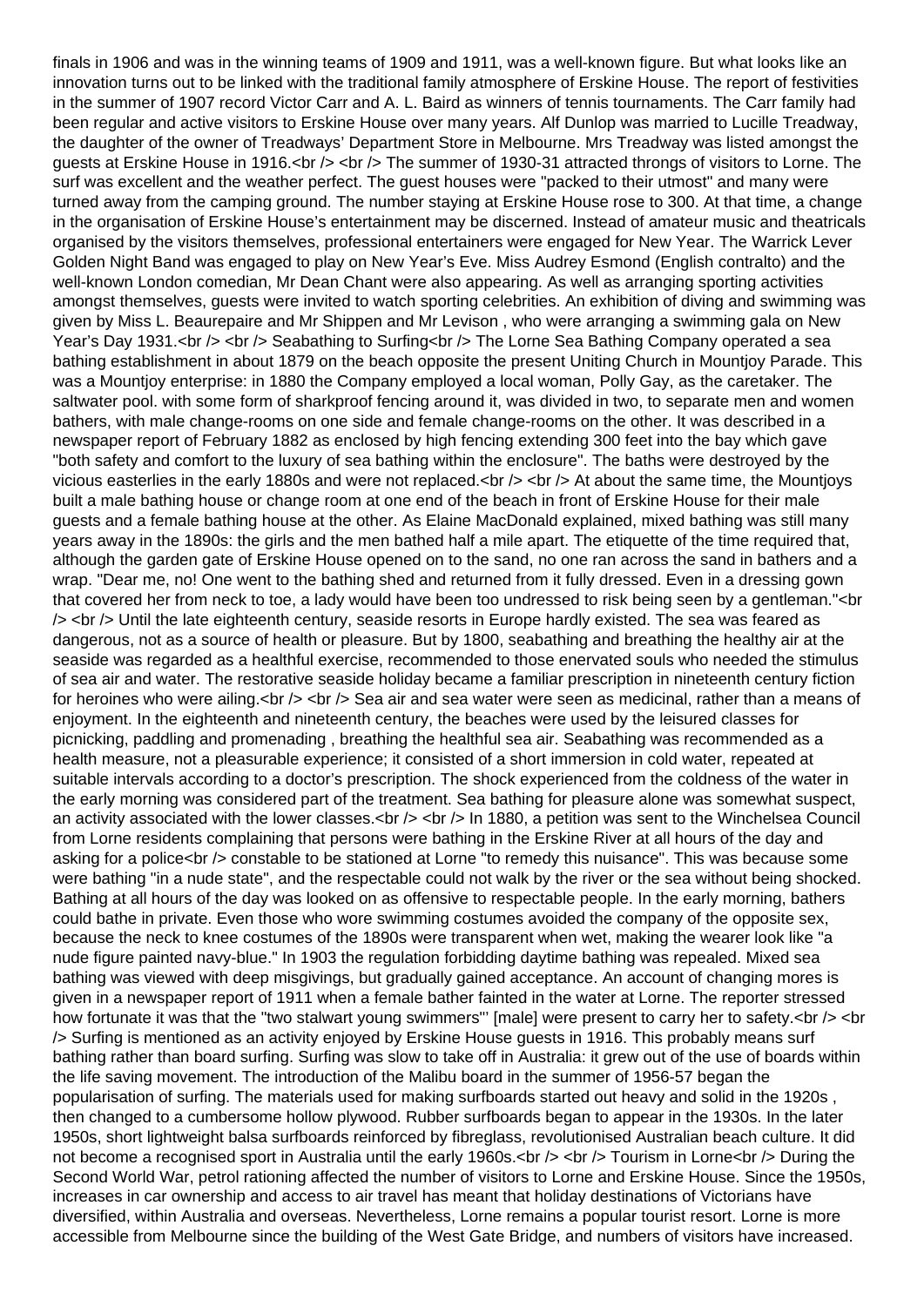finals in 1906 and was in the winning teams of 1909 and 1911, was a well-known figure. But what looks like an innovation turns out to be linked with the traditional family atmosphere of Erskine House. The report of festivities in the summer of 1907 record Victor Carr and A. L. Baird as winners of tennis tournaments. The Carr family had been regular and active visitors to Erskine House over many years. Alf Dunlop was married to Lucille Treadway, the daughter of the owner of Treadways' Department Store in Melbourne. Mrs Treadway was listed amongst the guests at Erskine House in 1916.

The summer of 1930-31 attracted throngs of visitors to Lorne. The surf was excellent and the weather perfect. The guest houses were "packed to their utmost" and many were turned away from the camping ground. The number staying at Erskine House rose to 300. At that time, a change in the organisation of Erskine House's entertainment may be discerned. Instead of amateur music and theatricals organised by the visitors themselves, professional entertainers were engaged for New Year. The Warrick Lever Golden Night Band was engaged to play on New Year's Eve. Miss Audrey Esmond (English contralto) and the well-known London comedian, Mr Dean Chant were also appearing. As well as arranging sporting activities amongst themselves, guests were invited to watch sporting celebrities. An exhibition of diving and swimming was given by Miss L. Beaurepaire and Mr Shippen and Mr Levison , who were arranging a swimming gala on New Year's Day 1931.

## Seabathing to Surfing

The Lorne Sea Bathing Company operated a sea bathing establishment in about 1879 on the beach opposite the present Uniting Church in Mountjoy Parade. This was a Mountjoy enterprise: in 1880 the Company employed a local woman, Polly Gay, as the caretaker. The saltwater pool. with some form of sharkproof fencing around it, was divided in two, to separate men and women bathers, with male change-rooms on one side and female change-rooms on the other. It was described in a newspaper report of February 1882 as enclosed by high fencing extending 300 feet into the bay which gave "both safety and comfort to the luxury of sea bathing within the enclosure". The baths were destroyed by the vicious easterlies in the early 1880s and were not replaced.

At about the same time, the Mountjoys built a male bathing house or change room at one end of the beach in front of Erskine House for their male guests and a female bathing house at the other. As Elaine MacDonald explained, mixed bathing was still many years away in the 1890s: the girls and the men bathed half a mile apart. The etiquette of the time required that, although the garden gate of Erskine House opened on to the sand, no one ran across the sand in bathers and a wrap. "Dear me, no! One went to the bathing shed and returned from it fully dressed. Even in a dressing gown that covered her from neck to toe, a lady would have been too undressed to risk being seen by a gentleman."

Until the late eighteenth century, seaside resorts in Europe hardly existed. The sea was feared as dangerous, not as a source of health or pleasure. But by 1800, seabathing and breathing the healthy air at the seaside was regarded as a healthful exercise, recommended to those enervated souls who needed the stimulus of sea air and water. The restorative seaside holiday became a familiar prescription in nineteenth century fiction for heroines who were ailing.

Sea air and sea water were seen as medicinal, rather than a means of enjoyment. In the eighteenth and nineteenth century, the beaches were used by the leisured classes for picnicking, paddling and promenading , breathing the healthful sea air. Seabathing was recommended as a health measure, not a pleasurable experience; it consisted of a short immersion in cold water, repeated at suitable intervals according to a doctor's prescription. The shock experienced from the coldness of the water in the early morning was considered part of the treatment. Sea bathing for pleasure alone was somewhat suspect, an activity associated with the lower classes.

In 1880, a petition was sent to the Winchelsea Council from Lorne residents complaining that persons were bathing in the Erskine River at all hours of the day and asking for a police constable to be stationed at Lorne "to remedy this nuisance". This was because some were bathing "in a nude state", and the respectable could not walk by the river or the sea without being shocked. Bathing at all hours of the day was looked on as offensive to respectable people. In the early morning, bathers could bathe in private. Even those who wore swimming costumes avoided the company of the opposite sex, because the neck to knee costumes of the 1890s were transparent when wet, making the wearer look like "a nude figure painted navy-blue." In 1903 the regulation forbidding daytime bathing was repealed. Mixed sea bathing was viewed with deep misgivings, but gradually gained acceptance. An account of changing mores is given in a newspaper report of 1911 when a female bather fainted in the water at Lorne. The reporter stressed how fortunate it was that the "two stalwart young swimmers"' [male] were present to carry her to safety.

Surfing is mentioned as an activity enjoyed by Erskine House guests in 1916. This probably means surf bathing rather than board surfing. Surfing was slow to take off in Australia: it grew out of the use of boards within the life saving movement. The introduction of the Malibu board in the summer of 1956-57 began the popularisation of surfing. The materials used for making surfboards started out heavy and solid in the 1920s , then changed to a cumbersome hollow plywood. Rubber surfboards began to appear in the 1930s. In the later 1950s, short lightweight balsa surfboards reinforced by fibreglass, revolutionised Australian beach culture. It did not become a recognised sport in Australia until the early 1960s.

## Tourism in Lorne

During the Second World War, petrol rationing affected the number of visitors to Lorne and Erskine House. Since the 1950s, increases in car ownership and access to air travel has meant that holiday destinations of Victorians have diversified, within Australia and overseas. Nevertheless, Lorne remains a popular tourist resort. Lorne is more accessible from Melbourne since the building of the West Gate Bridge, and numbers of visitors have increased.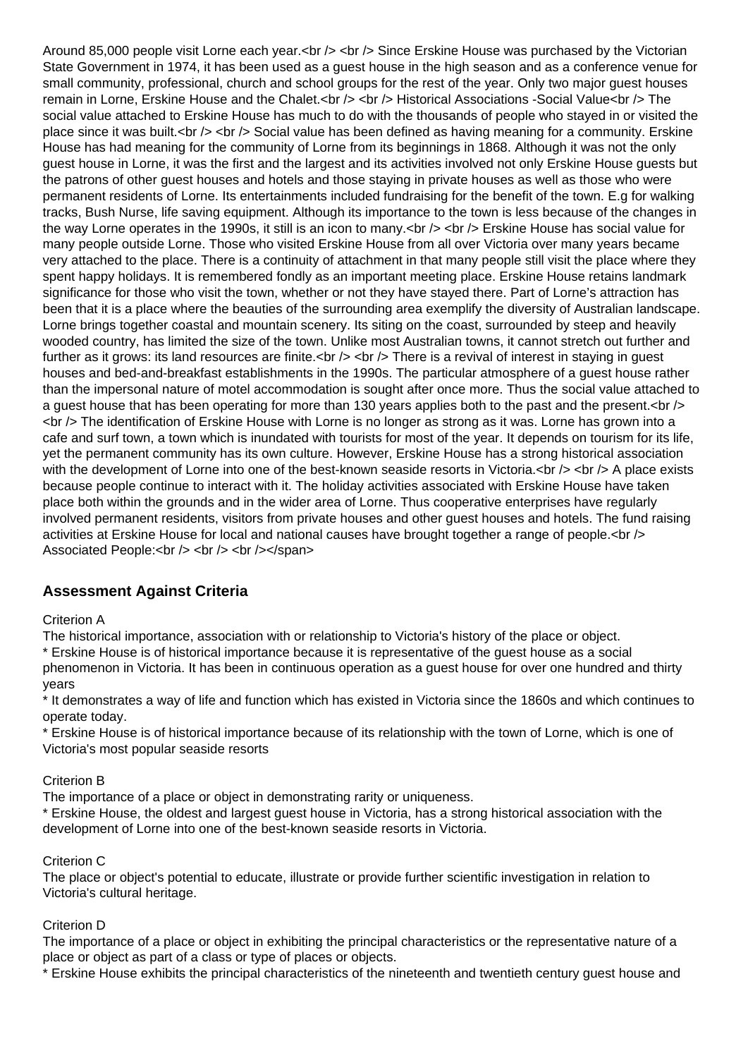Around 85,000 people visit Lorne each year.<br /> <br /> Since Erskine House was purchased by the Victorian State Government in 1974, it has been used as a guest house in the high season and as a conference venue for small community, professional, church and school groups for the rest of the year. Only two major guest houses remain in Lorne, Erskine House and the Chalet.<br /> <br /> Historical Associations -Social Value<br /> The social value attached to Erskine House has much to do with the thousands of people who stayed in or visited the place since it was built.<br /> <br /> Social value has been defined as having meaning for a community. Erskine House has had meaning for the community of Lorne from its beginnings in 1868. Although it was not the only guest house in Lorne, it was the first and the largest and its activities involved not only Erskine House guests but the patrons of other guest houses and hotels and those staying in private houses as well as those who were permanent residents of Lorne. Its entertainments included fundraising for the benefit of the town. E.g for walking tracks, Bush Nurse, life saving equipment. Although its importance to the town is less because of the changes in the way Lorne operates in the 1990s, it still is an icon to many.<br /> <br /> Erskine House has social value for many people outside Lorne. Those who visited Erskine House from all over Victoria over many years became very attached to the place. There is a continuity of attachment in that many people still visit the place where they spent happy holidays. It is remembered fondly as an important meeting place. Erskine House retains landmark significance for those who visit the town, whether or not they have stayed there. Part of Lorne's attraction has been that it is a place where the beauties of the surrounding area exemplify the diversity of Australian landscape. Lorne brings together coastal and mountain scenery. Its siting on the coast, surrounded by steep and heavily wooded country, has limited the size of the town. Unlike most Australian towns, it cannot stretch out further and further as it grows: its land resources are finite.<br /> <br /> There is a revival of interest in staying in guest houses and bed-and-breakfast establishments in the 1990s. The particular atmosphere of a guest house rather than the impersonal nature of motel accommodation is sought after once more. Thus the social value attached to a guest house that has been operating for more than 130 years applies both to the past and the present.<br /> <br /> The identification of Erskine House with Lorne is no longer as strong as it was. Lorne has grown into a cafe and surf town, a town which is inundated with tourists for most of the year. It depends on tourism for its life, yet the permanent community has its own culture. However, Erskine House has a strong historical association with the development of Lorne into one of the best-known seaside resorts in Victoria.<br /> <br /> A place exists because people continue to interact with it. The holiday activities associated with Erskine House have taken place both within the grounds and in the wider area of Lorne. Thus cooperative enterprises have regularly involved permanent residents, visitors from private houses and other guest houses and hotels. The fund raising activities at Erskine House for local and national causes have brought together a range of people.<br /> Associated People:<br /> <br /> <br /></span>

## Assessment Against Criteria

Criterion A

The historical importance, association with or relationship to Victoria's history of the place or object.

* Erskine House is of historical importance because it is representative of the guest house as a social phenomenon in Victoria. It has been in continuous operation as a guest house for over one hundred and thirty years

* It demonstrates a way of life and function which has existed in Victoria since the 1860s and which continues to operate today.

* Erskine House is of historical importance because of its relationship with the town of Lorne, which is one of Victoria's most popular seaside resorts

Criterion B

The importance of a place or object in demonstrating rarity or uniqueness.

* Erskine House, the oldest and largest guest house in Victoria, has a strong historical association with the development of Lorne into one of the best-known seaside resorts in Victoria.

Criterion C

The place or object's potential to educate, illustrate or provide further scientific investigation in relation to Victoria's cultural heritage.

Criterion D

The importance of a place or object in exhibiting the principal characteristics or the representative nature of a place or object as part of a class or type of places or objects.

* Erskine House exhibits the principal characteristics of the nineteenth and twentieth century guest house and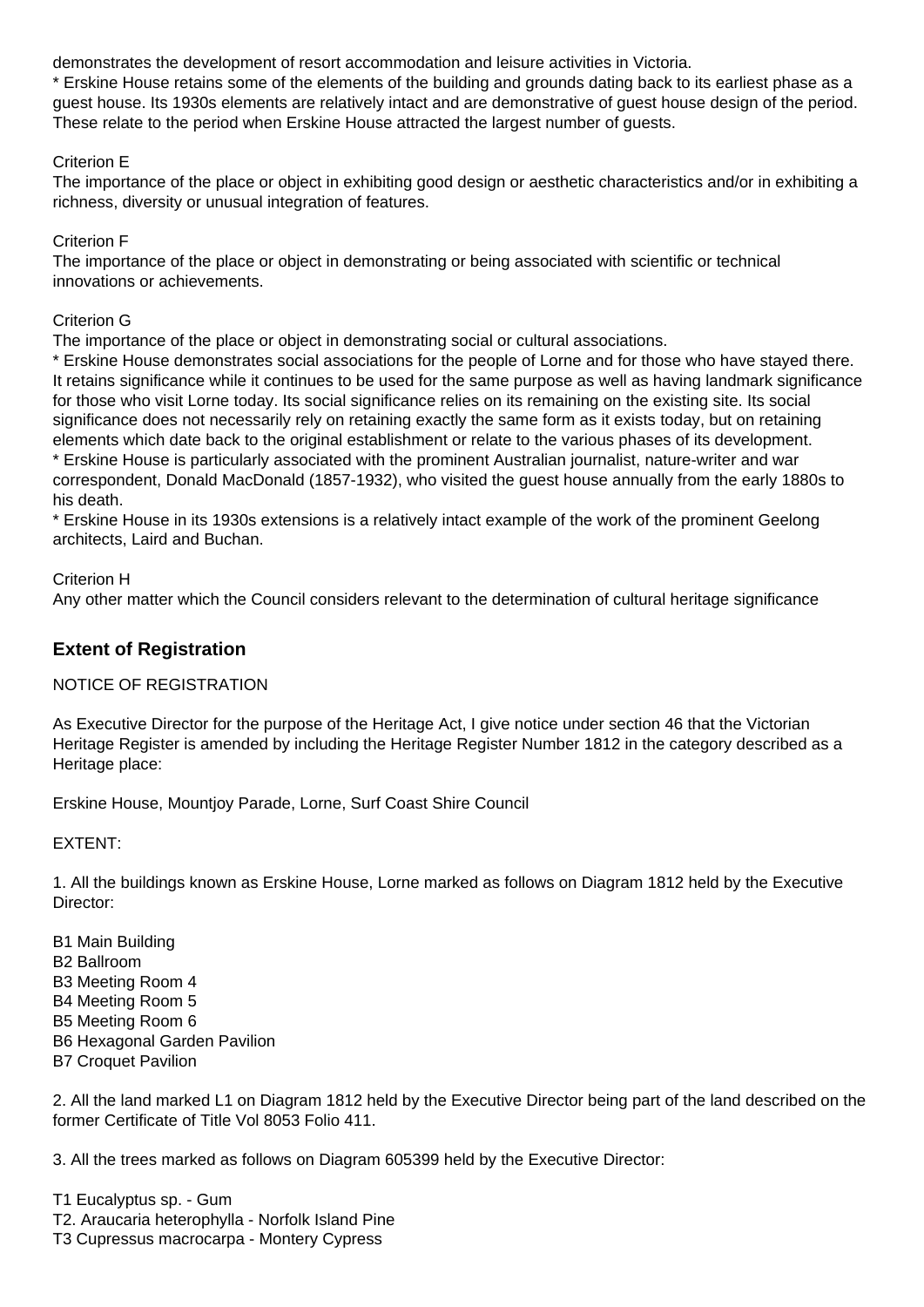demonstrates the development of resort accommodation and leisure activities in Victoria.
* Erskine House retains some of the elements of the building and grounds dating back to its earliest phase as a guest house. Its 1930s elements are relatively intact and are demonstrative of guest house design of the period. These relate to the period when Erskine House attracted the largest number of guests.

Criterion E
The importance of the place or object in exhibiting good design or aesthetic characteristics and/or in exhibiting a richness, diversity or unusual integration of features.

Criterion F
The importance of the place or object in demonstrating or being associated with scientific or technical innovations or achievements.

Criterion G
The importance of the place or object in demonstrating social or cultural associations.
* Erskine House demonstrates social associations for the people of Lorne and for those who have stayed there. It retains significance while it continues to be used for the same purpose as well as having landmark significance for those who visit Lorne today. Its social significance relies on its remaining on the existing site. Its social significance does not necessarily rely on retaining exactly the same form as it exists today, but on retaining elements which date back to the original establishment or relate to the various phases of its development.
* Erskine House is particularly associated with the prominent Australian journalist, nature-writer and war correspondent, Donald MacDonald (1857-1932), who visited the guest house annually from the early 1880s to his death.
* Erskine House in its 1930s extensions is a relatively intact example of the work of the prominent Geelong architects, Laird and Buchan.

Criterion H
Any other matter which the Council considers relevant to the determination of cultural heritage significance

## Extent of Registration

NOTICE OF REGISTRATION

As Executive Director for the purpose of the Heritage Act, I give notice under section 46 that the Victorian Heritage Register is amended by including the Heritage Register Number 1812 in the category described as a Heritage place:

Erskine House, Mountjoy Parade, Lorne, Surf Coast Shire Council

EXTENT:

1. All the buildings known as Erskine House, Lorne marked as follows on Diagram 1812 held by the Executive Director:

B1 Main Building
B2 Ballroom
B3 Meeting Room 4
B4 Meeting Room 5
B5 Meeting Room 6
B6 Hexagonal Garden Pavilion
B7 Croquet Pavilion

2. All the land marked L1 on Diagram 1812 held by the Executive Director being part of the land described on the former Certificate of Title Vol 8053 Folio 411.

3. All the trees marked as follows on Diagram 605399 held by the Executive Director:

T1 Eucalyptus sp. - Gum
T2. Araucaria heterophylla - Norfolk Island Pine
T3 Cupressus macrocarpa - Montery Cypress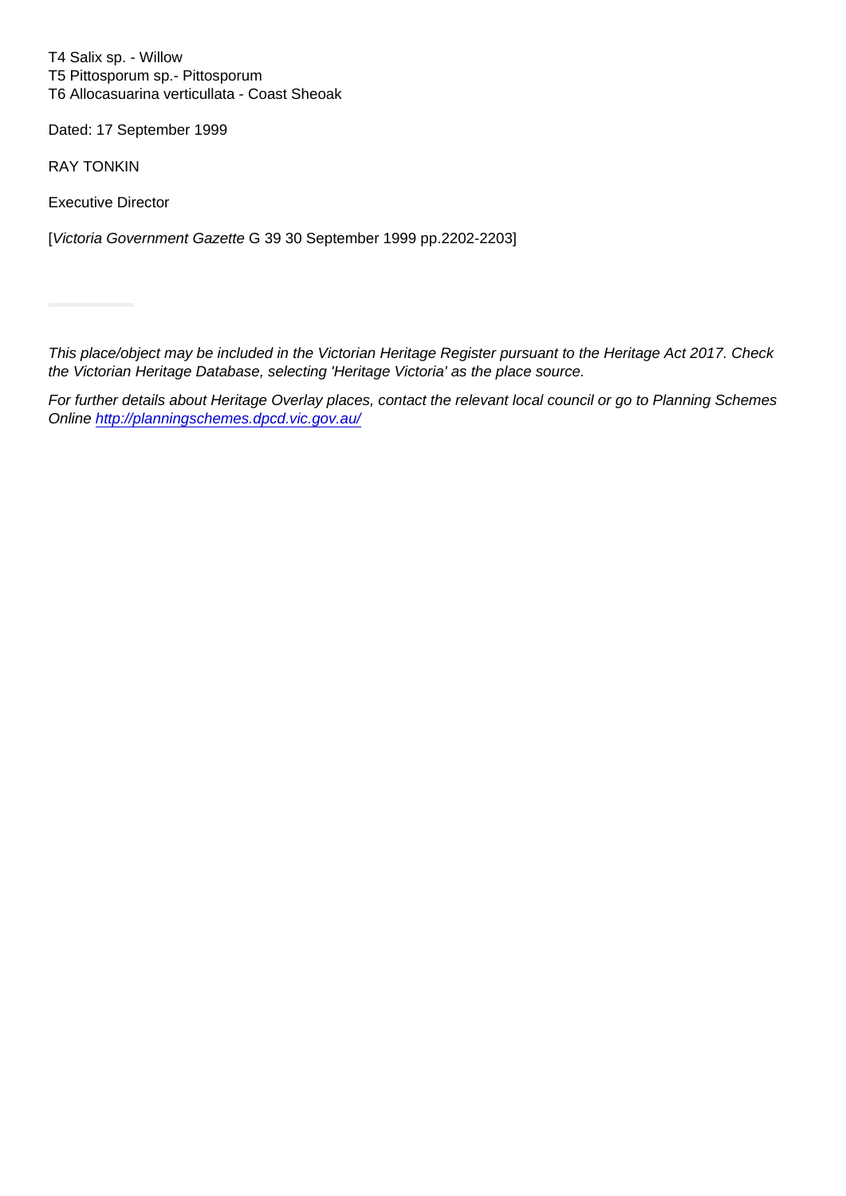T4 Salix sp. - Willow
T5 Pittosporum sp.- Pittosporum
T6 Allocasuarina verticullata - Coast Sheoak

Dated: 17 September 1999

RAY TONKIN

Executive Director

[*Victoria Government Gazette* G 39 30 September 1999 pp.2202-2203]

---

*This place/object may be included in the Victorian Heritage Register pursuant to the Heritage Act 2017. Check the Victorian Heritage Database, selecting 'Heritage Victoria' as the place source.*

*For further details about Heritage Overlay places, contact the relevant local council or go to Planning Schemes Online [http://planningschemes.dpcd.vic.gov.au/](http://planningschemes.dpcd.vic.gov.au/)*